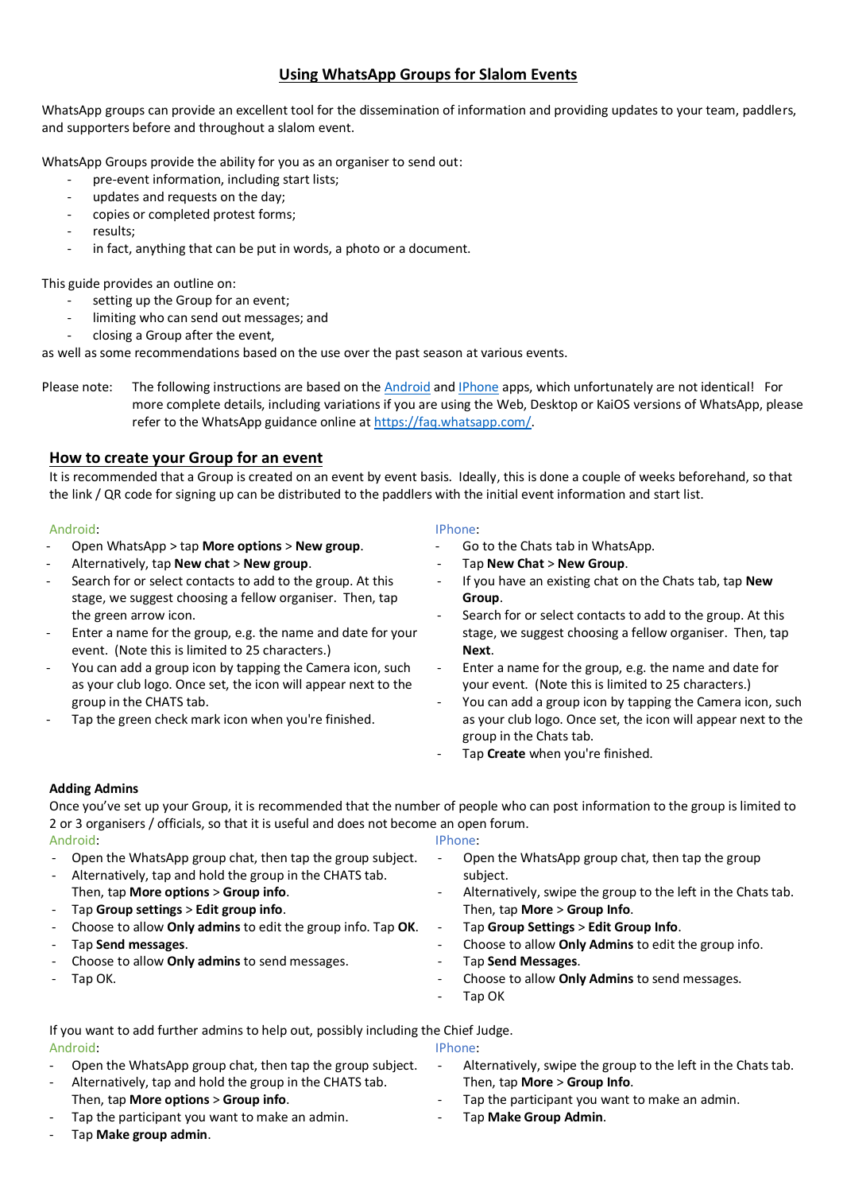# Using WhatsApp Groups for Slalom Events

WhatsApp groups can provide an excellent tool for the dissemination of information and providing updates to your team, paddlers, and supporters before and throughout a slalom event.

WhatsApp Groups provide the ability for you as an organiser to send out:

- pre-event information, including start lists;
- updates and requests on the day;
- copies or completed protest forms;
- results;
- in fact, anything that can be put in words, a photo or a document.

This guide provides an outline on:

- setting up the Group for an event;
- limiting who can send out messages; and
- closing a Group after the event,

as well as some recommendations based on the use over the past season at various events.

Please note: The following instructions are based on the [Android]() and [IPhone]() apps, which unfortunately are not identical! For more complete details, including variations if you are using the Web, Desktop or KaiOS versions of WhatsApp, please refer to the WhatsApp guidance online at [https://faq.whatsapp.com/](https://faq.whatsapp.com/).

## How to create your Group for an event

It is recommended that a Group is created on an event by event basis. Ideally, this is done a couple of weeks beforehand, so that the link / QR code for signing up can be distributed to the paddlers with the initial event information and start list.

Android:

- Open WhatsApp > tap **More options** > **New group**.
- Alternatively, tap **New chat** > **New group**.
- Search for or select contacts to add to the group. At this stage, we suggest choosing a fellow organiser. Then, tap the green arrow icon.
- Enter a name for the group, e.g. the name and date for your event. (Note this is limited to 25 characters.)
- You can add a group icon by tapping the Camera icon, such as your club logo. Once set, the icon will appear next to the group in the CHATS tab.
- Tap the green check mark icon when you're finished.

IPhone:

- Go to the Chats tab in WhatsApp.
- Tap **New Chat** > **New Group**.
- If you have an existing chat on the Chats tab, tap **New Group**.
- Search for or select contacts to add to the group. At this stage, we suggest choosing a fellow organiser. Then, tap **Next**.
- Enter a name for the group, e.g. the name and date for your event. (Note this is limited to 25 characters.)
- You can add a group icon by tapping the Camera icon, such as your club logo. Once set, the icon will appear next to the group in the Chats tab.
- Tap **Create** when you're finished.

### Adding Admins

Once you've set up your Group, it is recommended that the number of people who can post information to the group is limited to 2 or 3 organisers / officials, so that it is useful and does not become an open forum.

Android:

- Open the WhatsApp group chat, then tap the group subject.
- Alternatively, tap and hold the group in the CHATS tab. Then, tap **More options** > **Group info**.
- Tap **Group settings** > **Edit group info**.
- Choose to allow **Only admins** to edit the group info. Tap **OK**.
- Tap **Send messages**.
- Choose to allow **Only admins** to send messages.
- Tap OK.

IPhone:

- Open the WhatsApp group chat, then tap the group subject.
- Alternatively, swipe the group to the left in the Chats tab. Then, tap **More** > **Group Info**.
- Tap **Group Settings** > **Edit Group Info**.
- Choose to allow **Only Admins** to edit the group info.
- Tap **Send Messages**.
- Choose to allow **Only Admins** to send messages.
- Tap OK

If you want to add further admins to help out, possibly including the Chief Judge.

Android:

- Open the WhatsApp group chat, then tap the group subject.
- Alternatively, tap and hold the group in the CHATS tab. Then, tap **More options** > **Group info**.
- Tap the participant you want to make an admin.
- Tap **Make group admin**.

IPhone:

- Alternatively, swipe the group to the left in the Chats tab. Then, tap **More** > **Group Info**.
- Tap the participant you want to make an admin.
- Tap **Make Group Admin**.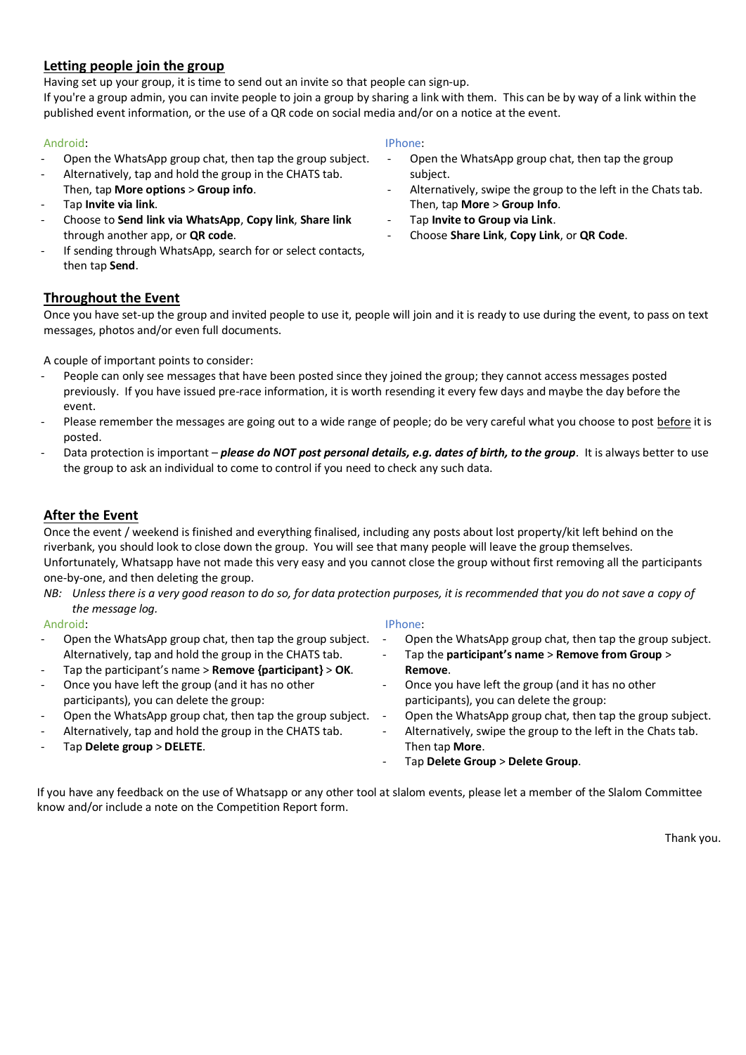## Letting people join the group

Having set up your group, it is time to send out an invite so that people can sign-up.
If you're a group admin, you can invite people to join a group by sharing a link with them. This can be by way of a link within the published event information, or the use of a QR code on social media and/or on a notice at the event.

Android:

- Open the WhatsApp group chat, then tap the group subject.
- Alternatively, tap and hold the group in the CHATS tab. Then, tap **More options** > **Group info**.
- Tap **Invite via link**.
- Choose to **Send link via WhatsApp**, **Copy link**, **Share link** through another app, or **QR code**.
- If sending through WhatsApp, search for or select contacts, then tap **Send**.

IPhone:

- Open the WhatsApp group chat, then tap the group subject.
- Alternatively, swipe the group to the left in the Chats tab. Then, tap **More** > **Group Info**.
- Tap **Invite to Group via Link**.
- Choose **Share Link**, **Copy Link**, or **QR Code**.

## Throughout the Event

Once you have set-up the group and invited people to use it, people will join and it is ready to use during the event, to pass on text messages, photos and/or even full documents.

A couple of important points to consider:

- People can only see messages that have been posted since they joined the group; they cannot access messages posted previously. If you have issued pre-race information, it is worth resending it every few days and maybe the day before the event.
- Please remember the messages are going out to a wide range of people; do be very careful what you choose to post before it is posted.
- Data protection is important – ***please do NOT post personal details, e.g. dates of birth, to the group***. It is always better to use the group to ask an individual to come to control if you need to check any such data.

## After the Event

Once the event / weekend is finished and everything finalised, including any posts about lost property/kit left behind on the riverbank, you should look to close down the group. You will see that many people will leave the group themselves.
Unfortunately, Whatsapp have not made this very easy and you cannot close the group without first removing all the participants one-by-one, and then deleting the group.

*NB: Unless there is a very good reason to do so, for data protection purposes, it is recommended that you do not save a copy of the message log.*

Android:

- Open the WhatsApp group chat, then tap the group subject. Alternatively, tap and hold the group in the CHATS tab.
- Tap the participant's name > **Remove {participant}** > **OK**.
- Once you have left the group (and it has no other participants), you can delete the group:
- Open the WhatsApp group chat, then tap the group subject.
- Alternatively, tap and hold the group in the CHATS tab.
- Tap **Delete group** > **DELETE**.

IPhone:

- Open the WhatsApp group chat, then tap the group subject.
- Tap the **participant's name** > **Remove from Group** > **Remove**.
- Once you have left the group (and it has no other participants), you can delete the group:
- Open the WhatsApp group chat, then tap the group subject.
- Alternatively, swipe the group to the left in the Chats tab. Then tap **More**.
- Tap **Delete Group** > **Delete Group**.

If you have any feedback on the use of Whatsapp or any other tool at slalom events, please let a member of the Slalom Committee know and/or include a note on the Competition Report form.

Thank you.